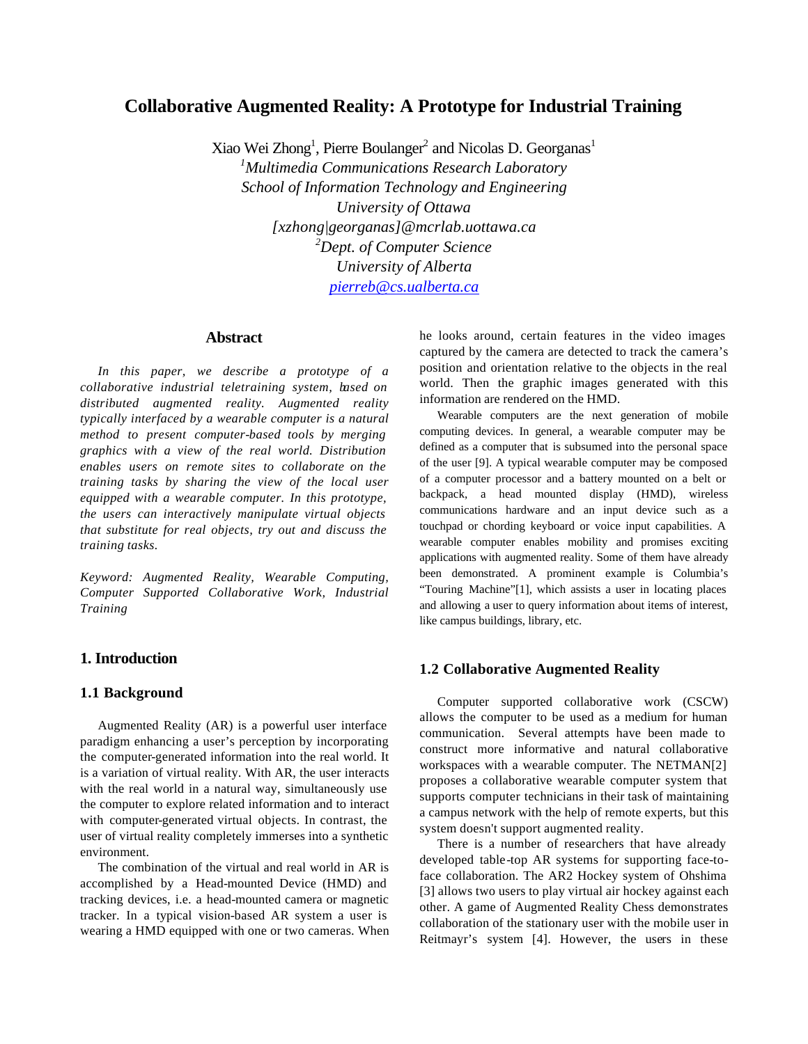# Collaborative Augmented Reality: A Prototype for Industrial Training

Xiao Wei Zhong[1], Pierre Boulanger[2] and Nicolas D. Georganas[1]

[1]*Multimedia Communications Research Laboratory*
*School of Information Technology and Engineering*
*University of Ottawa*
*[xzhong|georganas]@mcrlab.uottawa.ca*
[2]*Dept. of Computer Science*
*University of Alberta*
*pierreb@cs.ualberta.ca*

## Abstract

*In this paper, we describe a prototype of a collaborative industrial teletraining system, based on distributed augmented reality. Augmented reality typically interfaced by a wearable computer is a natural method to present computer-based tools by merging graphics with a view of the real world. Distribution enables users on remote sites to collaborate on the training tasks by sharing the view of the local user equipped with a wearable computer. In this prototype, the users can interactively manipulate virtual objects that substitute for real objects, try out and discuss the training tasks.*

*Keyword: Augmented Reality, Wearable Computing, Computer Supported Collaborative Work, Industrial Training*

## 1. Introduction

### 1.1 Background

Augmented Reality (AR) is a powerful user interface paradigm enhancing a user's perception by incorporating the computer-generated information into the real world. It is a variation of virtual reality. With AR, the user interacts with the real world in a natural way, simultaneously use the computer to explore related information and to interact with computer-generated virtual objects. In contrast, the user of virtual reality completely immerses into a synthetic environment.

The combination of the virtual and real world in AR is accomplished by a Head-mounted Device (HMD) and tracking devices, i.e. a head-mounted camera or magnetic tracker. In a typical vision-based AR system a user is wearing a HMD equipped with one or two cameras. When he looks around, certain features in the video images captured by the camera are detected to track the camera's position and orientation relative to the objects in the real world. Then the graphic images generated with this information are rendered on the HMD.

Wearable computers are the next generation of mobile computing devices. In general, a wearable computer may be defined as a computer that is subsumed into the personal space of the user [9]. A typical wearable computer may be composed of a computer processor and a battery mounted on a belt or backpack, a head mounted display (HMD), wireless communications hardware and an input device such as a touchpad or chording keyboard or voice input capabilities. A wearable computer enables mobility and promises exciting applications with augmented reality. Some of them have already been demonstrated. A prominent example is Columbia's "Touring Machine"[1], which assists a user in locating places and allowing a user to query information about items of interest, like campus buildings, library, etc.

### 1.2 Collaborative Augmented Reality

Computer supported collaborative work (CSCW) allows the computer to be used as a medium for human communication. Several attempts have been made to construct more informative and natural collaborative workspaces with a wearable computer. The NETMAN[2] proposes a collaborative wearable computer system that supports computer technicians in their task of maintaining a campus network with the help of remote experts, but this system doesn't support augmented reality.

There is a number of researchers that have already developed table-top AR systems for supporting face-to-face collaboration. The AR2 Hockey system of Ohshima [3] allows two users to play virtual air hockey against each other. A game of Augmented Reality Chess demonstrates collaboration of the stationary user with the mobile user in Reitmayr's system [4]. However, the users in these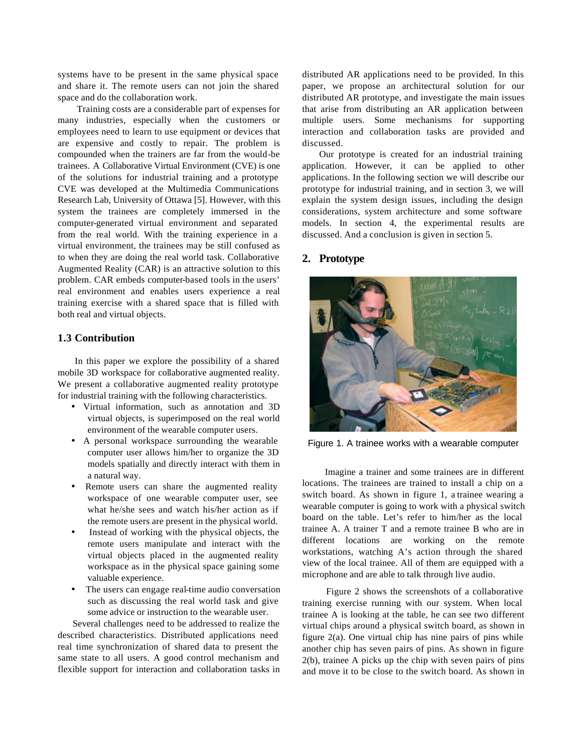systems have to be present in the same physical space and share it. The remote users can not join the shared space and do the collaboration work.

Training costs are a considerable part of expenses for many industries, especially when the customers or employees need to learn to use equipment or devices that are expensive and costly to repair. The problem is compounded when the trainers are far from the would-be trainees. A Collaborative Virtual Environment (CVE) is one of the solutions for industrial training and a prototype CVE was developed at the Multimedia Communications Research Lab, University of Ottawa [5]. However, with this system the trainees are completely immersed in the computer-generated virtual environment and separated from the real world. With the training experience in a virtual environment, the trainees may be still confused as to when they are doing the real world task. Collaborative Augmented Reality (CAR) is an attractive solution to this problem. CAR embeds computer-based tools in the users' real environment and enables users experience a real training exercise with a shared space that is filled with both real and virtual objects.

### 1.3 Contribution

In this paper we explore the possibility of a shared mobile 3D workspace for collaborative augmented reality. We present a collaborative augmented reality prototype for industrial training with the following characteristics.

- Virtual information, such as annotation and 3D virtual objects, is superimposed on the real world environment of the wearable computer users.
- A personal workspace surrounding the wearable computer user allows him/her to organize the 3D models spatially and directly interact with them in a natural way.
- Remote users can share the augmented reality workspace of one wearable computer user, see what he/she sees and watch his/her action as if the remote users are present in the physical world.
- Instead of working with the physical objects, the remote users manipulate and interact with the virtual objects placed in the augmented reality workspace as in the physical space gaining some valuable experience.
- The users can engage real-time audio conversation such as discussing the real world task and give some advice or instruction to the wearable user.

Several challenges need to be addressed to realize the described characteristics. Distributed applications need real time synchronization of shared data to present the same state to all users. A good control mechanism and flexible support for interaction and collaboration tasks in distributed AR applications need to be provided. In this paper, we propose an architectural solution for our distributed AR prototype, and investigate the main issues that arise from distributing an AR application between multiple users. Some mechanisms for supporting interaction and collaboration tasks are provided and discussed.

Our prototype is created for an industrial training application. However, it can be applied to other applications. In the following section we will describe our prototype for industrial training, and in section 3, we will explain the system design issues, including the design considerations, system architecture and some software models. In section 4, the experimental results are discussed. And a conclusion is given in section 5.

## 2. Prototype

Figure 1. A trainee works with a wearable computer

Imagine a trainer and some trainees are in different locations. The trainees are trained to install a chip on a switch board. As shown in figure 1, a trainee wearing a wearable computer is going to work with a physical switch board on the table. Let's refer to him/her as the local trainee A. A trainer T and a remote trainee B who are in different locations are working on the remote workstations, watching A's action through the shared view of the local trainee. All of them are equipped with a microphone and are able to talk through live audio.

Figure 2 shows the screenshots of a collaborative training exercise running with our system. When local trainee A is looking at the table, he can see two different virtual chips around a physical switch board, as shown in figure 2(a). One virtual chip has nine pairs of pins while another chip has seven pairs of pins. As shown in figure 2(b), trainee A picks up the chip with seven pairs of pins and move it to be close to the switch board. As shown in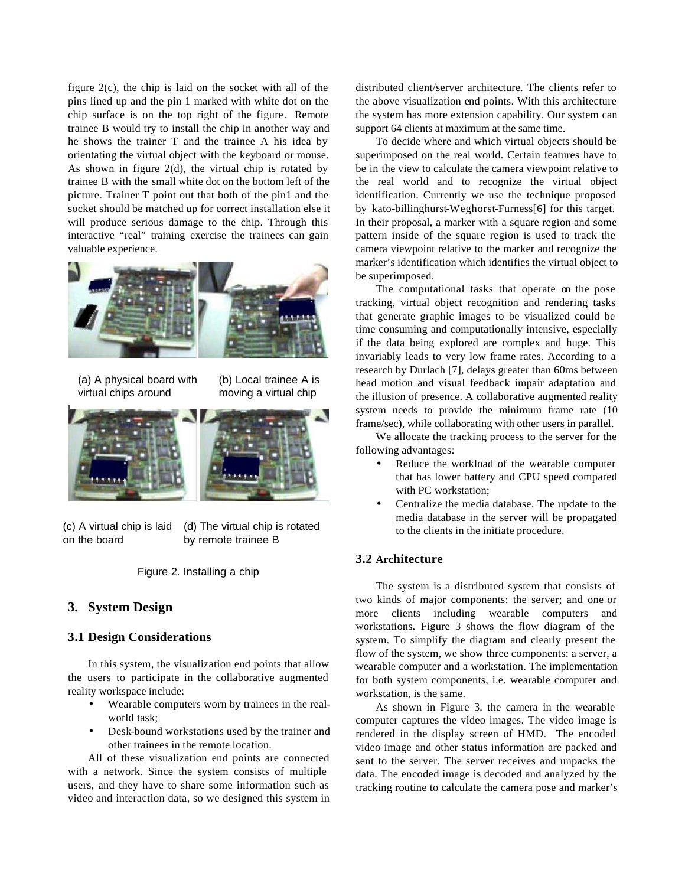figure 2(c), the chip is laid on the socket with all of the pins lined up and the pin 1 marked with white dot on the chip surface is on the top right of the figure. Remote trainee B would try to install the chip in another way and he shows the trainer T and the trainee A his idea by orientating the virtual object with the keyboard or mouse. As shown in figure 2(d), the virtual chip is rotated by trainee B with the small white dot on the bottom left of the picture. Trainer T point out that both of the pin1 and the socket should be matched up for correct installation else it will produce serious damage to the chip. Through this interactive "real" training exercise the trainees can gain valuable experience.

(a) A physical board with virtual chips around

(b) Local trainee A is moving a virtual chip

(c) A virtual chip is laid on the board

(d) The virtual chip is rotated by remote trainee B

Figure 2. Installing a chip

## 3. System Design

### 3.1 Design Considerations

In this system, the visualization end points that allow the users to participate in the collaborative augmented reality workspace include:

- Wearable computers worn by trainees in the real-world task;
- Desk-bound workstations used by the trainer and other trainees in the remote location.

All of these visualization end points are connected with a network. Since the system consists of multiple users, and they have to share some information such as video and interaction data, so we designed this system in distributed client/server architecture. The clients refer to the above visualization end points. With this architecture the system has more extension capability. Our system can support 64 clients at maximum at the same time.

To decide where and which virtual objects should be superimposed on the real world. Certain features have to be in the view to calculate the camera viewpoint relative to the real world and to recognize the virtual object identification. Currently we use the technique proposed by kato-billinghurst-Weghorst-Furness[6] for this target. In their proposal, a marker with a square region and some pattern inside of the square region is used to track the camera viewpoint relative to the marker and recognize the marker's identification which identifies the virtual object to be superimposed.

The computational tasks that operate on the pose tracking, virtual object recognition and rendering tasks that generate graphic images to be visualized could be time consuming and computationally intensive, especially if the data being explored are complex and huge. This invariably leads to very low frame rates. According to a research by Durlach [7], delays greater than 60ms between head motion and visual feedback impair adaptation and the illusion of presence. A collaborative augmented reality system needs to provide the minimum frame rate (10 frame/sec), while collaborating with other users in parallel.

We allocate the tracking process to the server for the following advantages:

- Reduce the workload of the wearable computer that has lower battery and CPU speed compared with PC workstation;
- Centralize the media database. The update to the media database in the server will be propagated to the clients in the initiate procedure.

### 3.2 Architecture

The system is a distributed system that consists of two kinds of major components: the server; and one or more clients including wearable computers and workstations. Figure 3 shows the flow diagram of the system. To simplify the diagram and clearly present the flow of the system, we show three components: a server, a wearable computer and a workstation. The implementation for both system components, i.e. wearable computer and workstation, is the same.

As shown in Figure 3, the camera in the wearable computer captures the video images. The video image is rendered in the display screen of HMD. The encoded video image and other status information are packed and sent to the server. The server receives and unpacks the data. The encoded image is decoded and analyzed by the tracking routine to calculate the camera pose and marker's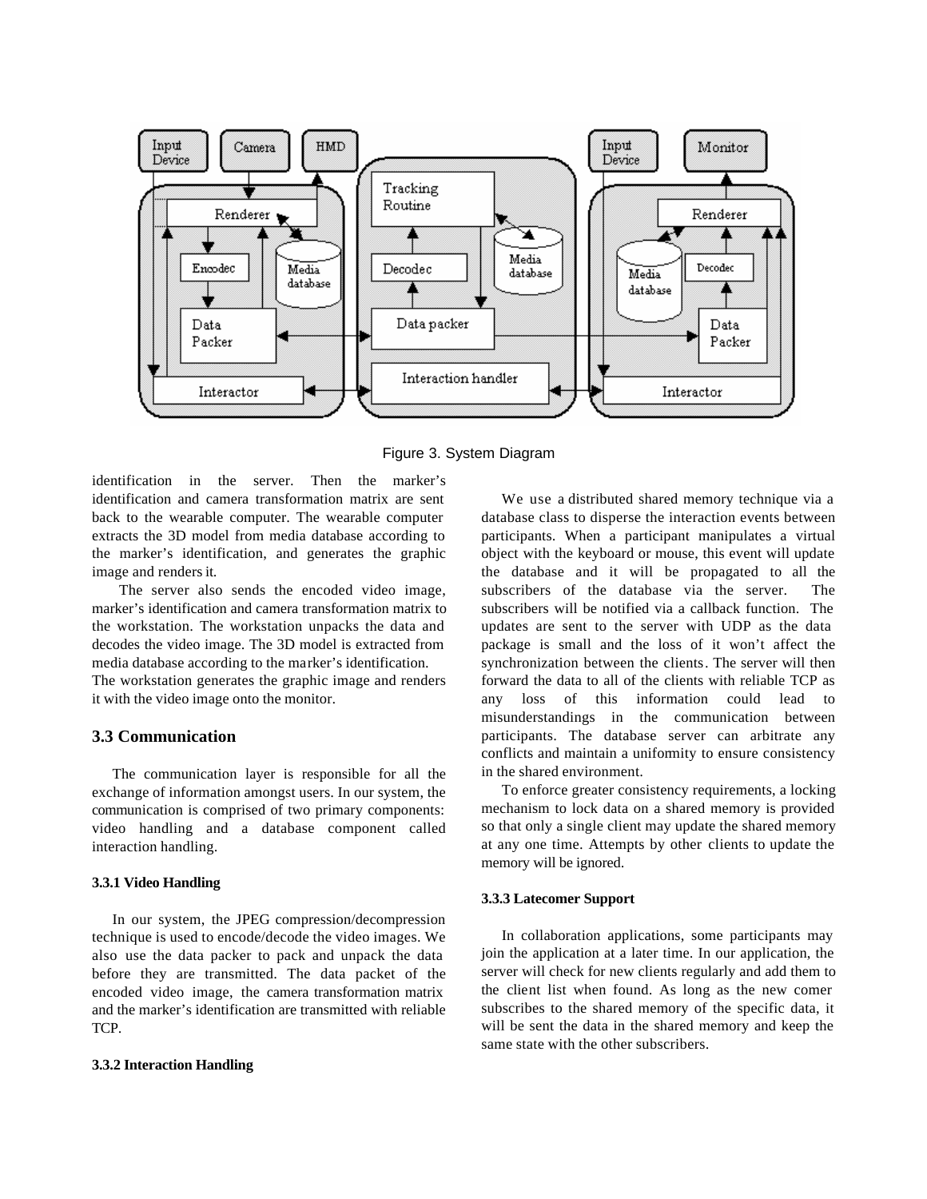Figure 3. System Diagram

identification in the server. Then the marker's identification and camera transformation matrix are sent back to the wearable computer. The wearable computer extracts the 3D model from media database according to the marker's identification, and generates the graphic image and renders it.

The server also sends the encoded video image, marker's identification and camera transformation matrix to the workstation. The workstation unpacks the data and decodes the video image. The 3D model is extracted from media database according to the marker's identification. The workstation generates the graphic image and renders it with the video image onto the monitor.

## 3.3 Communication

The communication layer is responsible for all the exchange of information amongst users. In our system, the communication is comprised of two primary components: video handling and a database component called interaction handling.

### 3.3.1 Video Handling

In our system, the JPEG compression/decompression technique is used to encode/decode the video images. We also use the data packer to pack and unpack the data before they are transmitted. The data packet of the encoded video image, the camera transformation matrix and the marker's identification are transmitted with reliable TCP.

### 3.3.2 Interaction Handling

We use a distributed shared memory technique via a database class to disperse the interaction events between participants. When a participant manipulates a virtual object with the keyboard or mouse, this event will update the database and it will be propagated to all the subscribers of the database via the server. The subscribers will be notified via a callback function. The updates are sent to the server with UDP as the data package is small and the loss of it won't affect the synchronization between the clients. The server will then forward the data to all of the clients with reliable TCP as any loss of this information could lead to misunderstandings in the communication between participants. The database server can arbitrate any conflicts and maintain a uniformity to ensure consistency in the shared environment.

To enforce greater consistency requirements, a locking mechanism to lock data on a shared memory is provided so that only a single client may update the shared memory at any one time. Attempts by other clients to update the memory will be ignored.

### 3.3.3 Latecomer Support

In collaboration applications, some participants may join the application at a later time. In our application, the server will check for new clients regularly and add them to the client list when found. As long as the new comer subscribes to the shared memory of the specific data, it will be sent the data in the shared memory and keep the same state with the other subscribers.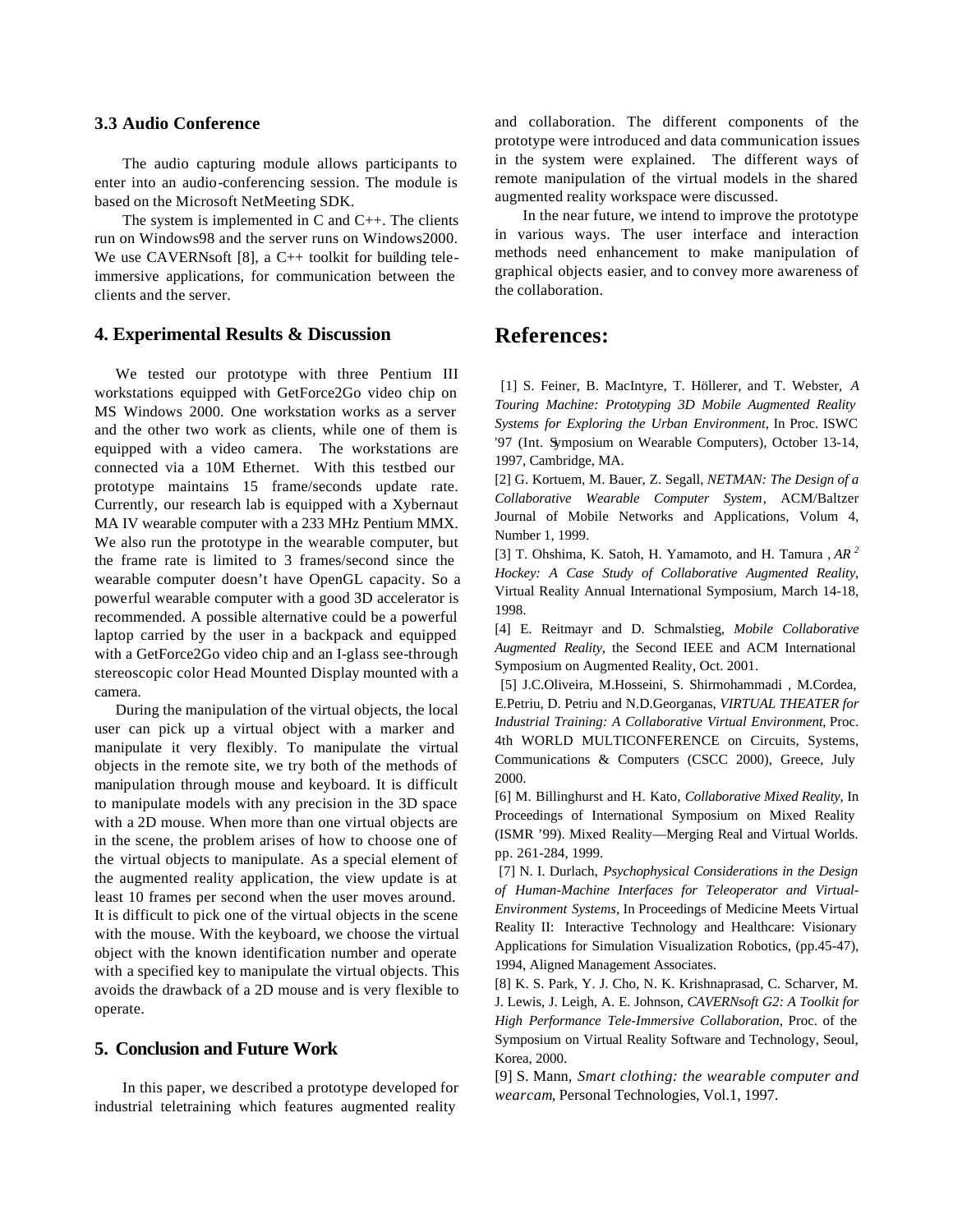### 3.3 Audio Conference

The audio capturing module allows participants to enter into an audio-conferencing session. The module is based on the Microsoft NetMeeting SDK.

The system is implemented in C and C++. The clients run on Windows98 and the server runs on Windows2000. We use CAVERNsoft [8], a C++ toolkit for building tele-immersive applications, for communication between the clients and the server.

## 4. Experimental Results & Discussion

We tested our prototype with three Pentium III workstations equipped with GetForce2Go video chip on MS Windows 2000. One workstation works as a server and the other two work as clients, while one of them is equipped with a video camera. The workstations are connected via a 10M Ethernet. With this testbed our prototype maintains 15 frame/seconds update rate. Currently, our research lab is equipped with a Xybernaut MA IV wearable computer with a 233 MHz Pentium MMX. We also run the prototype in the wearable computer, but the frame rate is limited to 3 frames/second since the wearable computer doesn't have OpenGL capacity. So a powerful wearable computer with a good 3D accelerator is recommended. A possible alternative could be a powerful laptop carried by the user in a backpack and equipped with a GetForce2Go video chip and an I-glass see-through stereoscopic color Head Mounted Display mounted with a camera.

During the manipulation of the virtual objects, the local user can pick up a virtual object with a marker and manipulate it very flexibly. To manipulate the virtual objects in the remote site, we try both of the methods of manipulation through mouse and keyboard. It is difficult to manipulate models with any precision in the 3D space with a 2D mouse. When more than one virtual objects are in the scene, the problem arises of how to choose one of the virtual objects to manipulate. As a special element of the augmented reality application, the view update is at least 10 frames per second when the user moves around. It is difficult to pick one of the virtual objects in the scene with the mouse. With the keyboard, we choose the virtual object with the known identification number and operate with a specified key to manipulate the virtual objects. This avoids the drawback of a 2D mouse and is very flexible to operate.

## 5. Conclusion and Future Work

In this paper, we described a prototype developed for industrial teletraining which features augmented reality and collaboration. The different components of the prototype were introduced and data communication issues in the system were explained. The different ways of remote manipulation of the virtual models in the shared augmented reality workspace were discussed.

In the near future, we intend to improve the prototype in various ways. The user interface and interaction methods need enhancement to make manipulation of graphical objects easier, and to convey more awareness of the collaboration.

# References:

[1] S. Feiner, B. MacIntyre, T. Höllerer, and T. Webster, *A Touring Machine: Prototyping 3D Mobile Augmented Reality Systems for Exploring the Urban Environment*, In Proc. ISWC '97 (Int. Symposium on Wearable Computers), October 13-14, 1997, Cambridge, MA.

[2] G. Kortuem, M. Bauer, Z. Segall, *NETMAN: The Design of a Collaborative Wearable Computer System*, ACM/Baltzer Journal of Mobile Networks and Applications, Volum 4, Number 1, 1999.

[3] T. Ohshima, K. Satoh, H. Yamamoto, and H. Tamura , *AR $^2$ Hockey: A Case Study of Collaborative Augmented Reality*, Virtual Reality Annual International Symposium, March 14-18, 1998.

[4] E. Reitmayr and D. Schmalstieg, *Mobile Collaborative Augmented Reality*, the Second IEEE and ACM International Symposium on Augmented Reality, Oct. 2001.

[5] J.C.Oliveira, M.Hosseini, S. Shirmohammadi , M.Cordea, E.Petriu, D. Petriu and N.D.Georganas, *VIRTUAL THEATER for Industrial Training: A Collaborative Virtual Environment*, Proc. 4th WORLD MULTICONFERENCE on Circuits, Systems, Communications & Computers (CSCC 2000), Greece, July 2000.

[6] M. Billinghurst and H. Kato, *Collaborative Mixed Reality*, In Proceedings of International Symposium on Mixed Reality (ISMR '99). Mixed Reality—Merging Real and Virtual Worlds. pp. 261-284, 1999.

[7] N. I. Durlach, *Psychophysical Considerations in the Design of Human-Machine Interfaces for Teleoperator and Virtual-Environment Systems*, In Proceedings of Medicine Meets Virtual Reality II: Interactive Technology and Healthcare: Visionary Applications for Simulation Visualization Robotics, (pp.45-47), 1994, Aligned Management Associates.

[8] K. S. Park, Y. J. Cho, N. K. Krishnaprasad, C. Scharver, M. J. Lewis, J. Leigh, A. E. Johnson, *CAVERNsoft G2: A Toolkit for High Performance Tele-Immersive Collaboration*, Proc. of the Symposium on Virtual Reality Software and Technology, Seoul, Korea, 2000.

[9] S. Mann, *Smart clothing: the wearable computer and wearcam*, Personal Technologies, Vol.1, 1997.